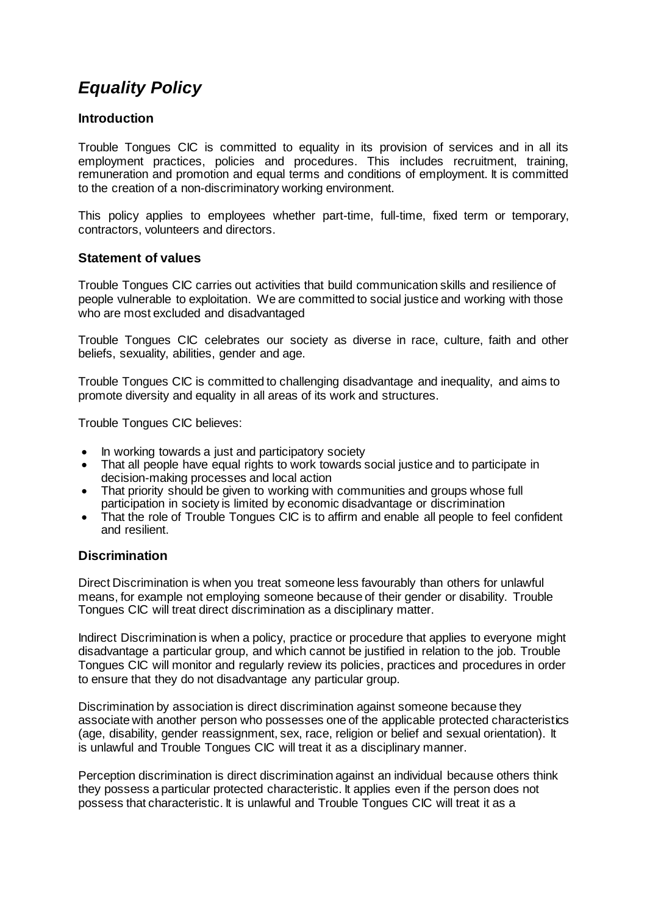# *Equality Policy*

## Introduction

Trouble Tongues CIC is committed to equality in its provision of services and in all its employment practices, policies and procedures. This includes recruitment, training, remuneration and promotion and equal terms and conditions of employment. It is committed to the creation of a non-discriminatory working environment.

This policy applies to employees whether part-time, full-time, fixed term or temporary, contractors, volunteers and directors.

## Statement of values

Trouble Tongues CIC carries out activities that build communication skills and resilience of people vulnerable to exploitation. We are committed to social justice and working with those who are most excluded and disadvantaged

Trouble Tongues CIC celebrates our society as diverse in race, culture, faith and other beliefs, sexuality, abilities, gender and age.

Trouble Tongues CIC is committed to challenging disadvantage and inequality, and aims to promote diversity and equality in all areas of its work and structures.

Trouble Tongues CIC believes:

- In working towards a just and participatory society
- That all people have equal rights to work towards social justice and to participate in decision-making processes and local action
- That priority should be given to working with communities and groups whose full participation in society is limited by economic disadvantage or discrimination
- That the role of Trouble Tongues CIC is to affirm and enable all people to feel confident and resilient.

## Discrimination

Direct Discrimination is when you treat someone less favourably than others for unlawful means, for example not employing someone because of their gender or disability. Trouble Tongues CIC will treat direct discrimination as a disciplinary matter.

Indirect Discrimination is when a policy, practice or procedure that applies to everyone might disadvantage a particular group, and which cannot be justified in relation to the job. Trouble Tongues CIC will monitor and regularly review its policies, practices and procedures in order to ensure that they do not disadvantage any particular group.

Discrimination by association is direct discrimination against someone because they associate with another person who possesses one of the applicable protected characteristics (age, disability, gender reassignment, sex, race, religion or belief and sexual orientation). It is unlawful and Trouble Tongues CIC will treat it as a disciplinary manner.

Perception discrimination is direct discrimination against an individual because others think they possess a particular protected characteristic. It applies even if the person does not possess that characteristic. It is unlawful and Trouble Tongues CIC will treat it as a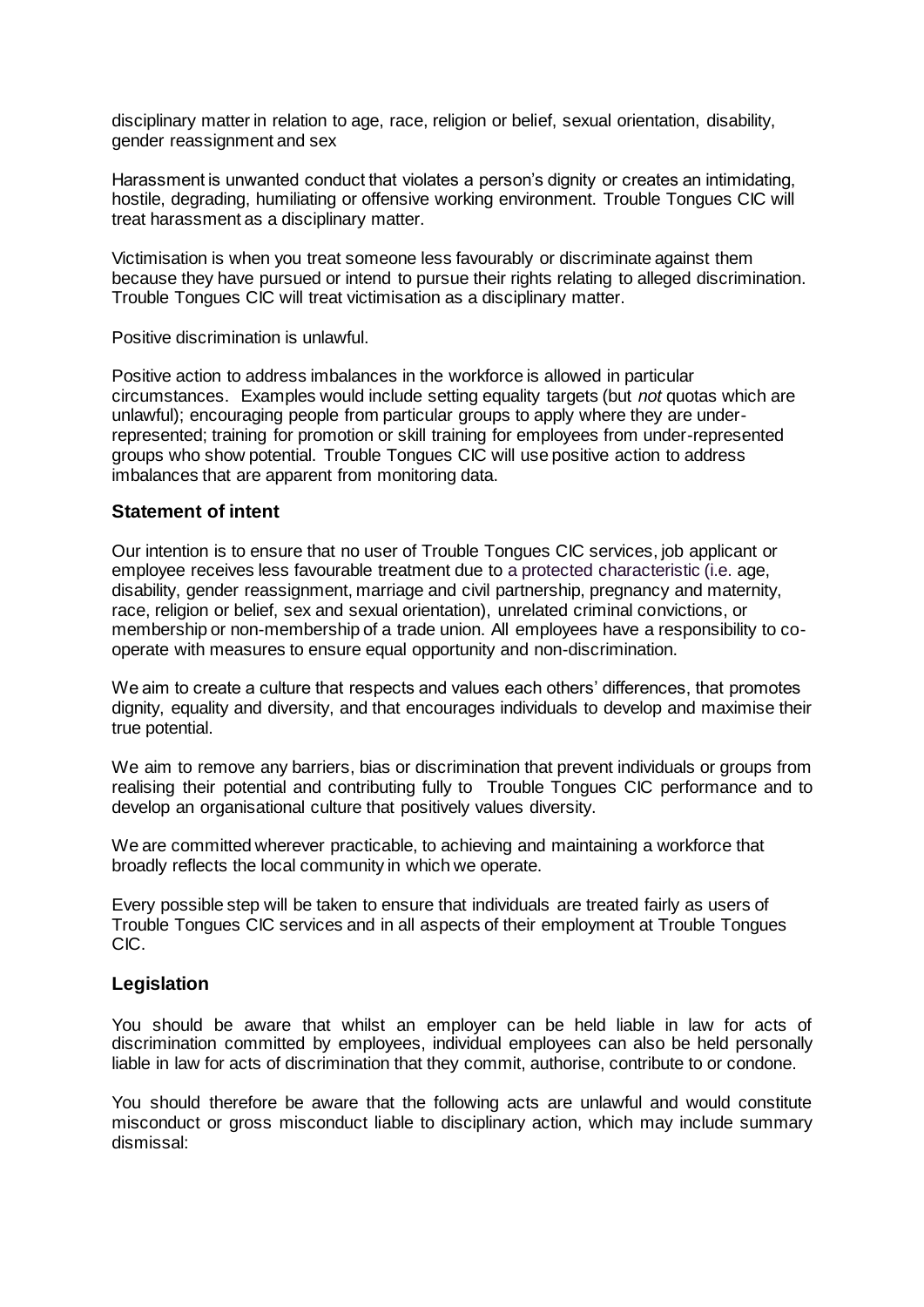disciplinary matter in relation to age, race, religion or belief, sexual orientation, disability, gender reassignment and sex

Harassment is unwanted conduct that violates a person's dignity or creates an intimidating, hostile, degrading, humiliating or offensive working environment. Trouble Tongues CIC will treat harassment as a disciplinary matter.

Victimisation is when you treat someone less favourably or discriminate against them because they have pursued or intend to pursue their rights relating to alleged discrimination. Trouble Tongues CIC will treat victimisation as a disciplinary matter.

Positive discrimination is unlawful.

Positive action to address imbalances in the workforce is allowed in particular circumstances. Examples would include setting equality targets (but *not* quotas which are unlawful); encouraging people from particular groups to apply where they are under-represented; training for promotion or skill training for employees from under-represented groups who show potential. Trouble Tongues CIC will use positive action to address imbalances that are apparent from monitoring data.

## Statement of intent

Our intention is to ensure that no user of Trouble Tongues CIC services, job applicant or employee receives less favourable treatment due to a protected characteristic (i.e. age, disability, gender reassignment, marriage and civil partnership, pregnancy and maternity, race, religion or belief, sex and sexual orientation), unrelated criminal convictions, or membership or non-membership of a trade union. All employees have a responsibility to co-operate with measures to ensure equal opportunity and non-discrimination.

We aim to create a culture that respects and values each others' differences, that promotes dignity, equality and diversity, and that encourages individuals to develop and maximise their true potential.

We aim to remove any barriers, bias or discrimination that prevent individuals or groups from realising their potential and contributing fully to Trouble Tongues CIC performance and to develop an organisational culture that positively values diversity.

We are committed wherever practicable, to achieving and maintaining a workforce that broadly reflects the local community in which we operate.

Every possible step will be taken to ensure that individuals are treated fairly as users of Trouble Tongues CIC services and in all aspects of their employment at Trouble Tongues CIC.

## Legislation

You should be aware that whilst an employer can be held liable in law for acts of discrimination committed by employees, individual employees can also be held personally liable in law for acts of discrimination that they commit, authorise, contribute to or condone.

You should therefore be aware that the following acts are unlawful and would constitute misconduct or gross misconduct liable to disciplinary action, which may include summary dismissal: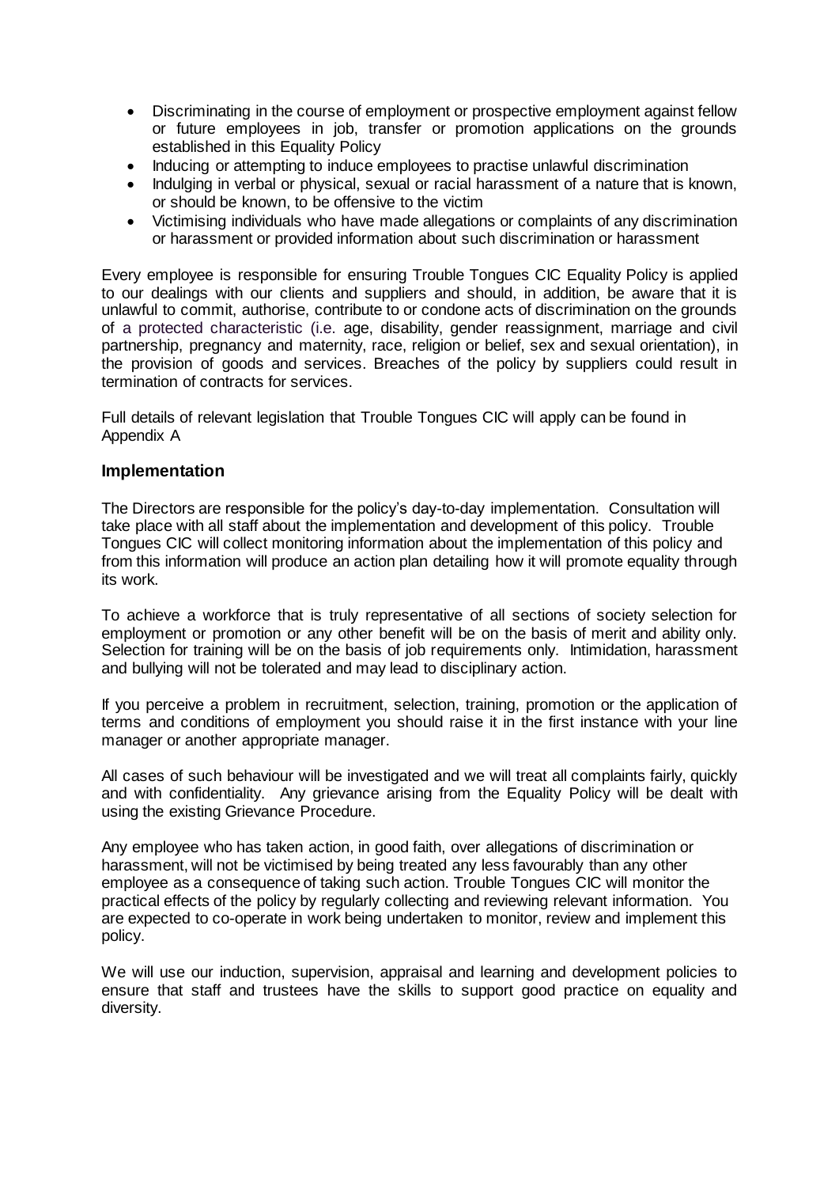- Discriminating in the course of employment or prospective employment against fellow or future employees in job, transfer or promotion applications on the grounds established in this Equality Policy
- Inducing or attempting to induce employees to practise unlawful discrimination
- Indulging in verbal or physical, sexual or racial harassment of a nature that is known, or should be known, to be offensive to the victim
- Victimising individuals who have made allegations or complaints of any discrimination or harassment or provided information about such discrimination or harassment

Every employee is responsible for ensuring Trouble Tongues CIC Equality Policy is applied to our dealings with our clients and suppliers and should, in addition, be aware that it is unlawful to commit, authorise, contribute to or condone acts of discrimination on the grounds of a protected characteristic (i.e. age, disability, gender reassignment, marriage and civil partnership, pregnancy and maternity, race, religion or belief, sex and sexual orientation), in the provision of goods and services. Breaches of the policy by suppliers could result in termination of contracts for services.

Full details of relevant legislation that Trouble Tongues CIC will apply can be found in Appendix A

## Implementation

The Directors are responsible for the policy's day-to-day implementation. Consultation will take place with all staff about the implementation and development of this policy. Trouble Tongues CIC will collect monitoring information about the implementation of this policy and from this information will produce an action plan detailing how it will promote equality through its work.

To achieve a workforce that is truly representative of all sections of society selection for employment or promotion or any other benefit will be on the basis of merit and ability only. Selection for training will be on the basis of job requirements only. Intimidation, harassment and bullying will not be tolerated and may lead to disciplinary action.

If you perceive a problem in recruitment, selection, training, promotion or the application of terms and conditions of employment you should raise it in the first instance with your line manager or another appropriate manager.

All cases of such behaviour will be investigated and we will treat all complaints fairly, quickly and with confidentiality. Any grievance arising from the Equality Policy will be dealt with using the existing Grievance Procedure.

Any employee who has taken action, in good faith, over allegations of discrimination or harassment, will not be victimised by being treated any less favourably than any other employee as a consequence of taking such action. Trouble Tongues CIC will monitor the practical effects of the policy by regularly collecting and reviewing relevant information. You are expected to co-operate in work being undertaken to monitor, review and implement this policy.

We will use our induction, supervision, appraisal and learning and development policies to ensure that staff and trustees have the skills to support good practice on equality and diversity.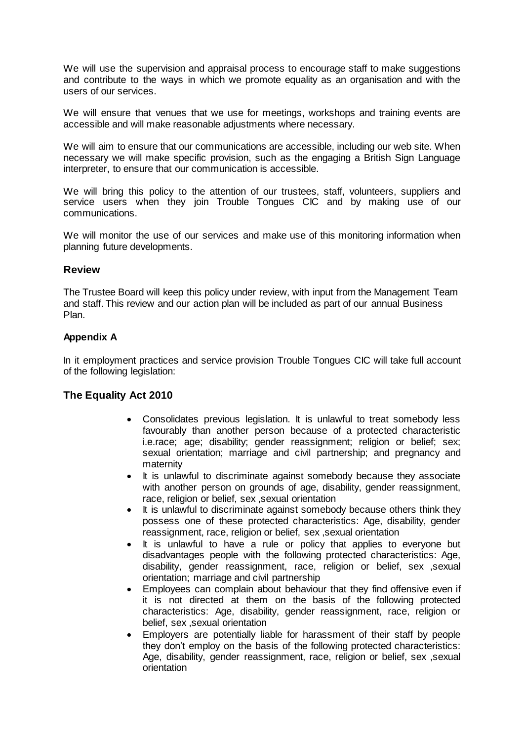We will use the supervision and appraisal process to encourage staff to make suggestions and contribute to the ways in which we promote equality as an organisation and with the users of our services.

We will ensure that venues that we use for meetings, workshops and training events are accessible and will make reasonable adjustments where necessary.

We will aim to ensure that our communications are accessible, including our web site. When necessary we will make specific provision, such as the engaging a British Sign Language interpreter, to ensure that our communication is accessible.

We will bring this policy to the attention of our trustees, staff, volunteers, suppliers and service users when they join Trouble Tongues CIC and by making use of our communications.

We will monitor the use of our services and make use of this monitoring information when planning future developments.

## Review

The Trustee Board will keep this policy under review, with input from the Management Team and staff. This review and our action plan will be included as part of our annual Business Plan.

### Appendix A

In it employment practices and service provision Trouble Tongues CIC will take full account of the following legislation:

## The Equality Act 2010

- Consolidates previous legislation. It is unlawful to treat somebody less favourably than another person because of a protected characteristic i.e.race; age; disability; gender reassignment; religion or belief; sex; sexual orientation; marriage and civil partnership; and pregnancy and maternity
- It is unlawful to discriminate against somebody because they associate with another person on grounds of age, disability, gender reassignment, race, religion or belief, sex ,sexual orientation
- It is unlawful to discriminate against somebody because others think they possess one of these protected characteristics: Age, disability, gender reassignment, race, religion or belief, sex ,sexual orientation
- It is unlawful to have a rule or policy that applies to everyone but disadvantages people with the following protected characteristics: Age, disability, gender reassignment, race, religion or belief, sex ,sexual orientation; marriage and civil partnership
- Employees can complain about behaviour that they find offensive even if it is not directed at them on the basis of the following protected characteristics: Age, disability, gender reassignment, race, religion or belief, sex ,sexual orientation
- Employers are potentially liable for harassment of their staff by people they don't employ on the basis of the following protected characteristics: Age, disability, gender reassignment, race, religion or belief, sex ,sexual orientation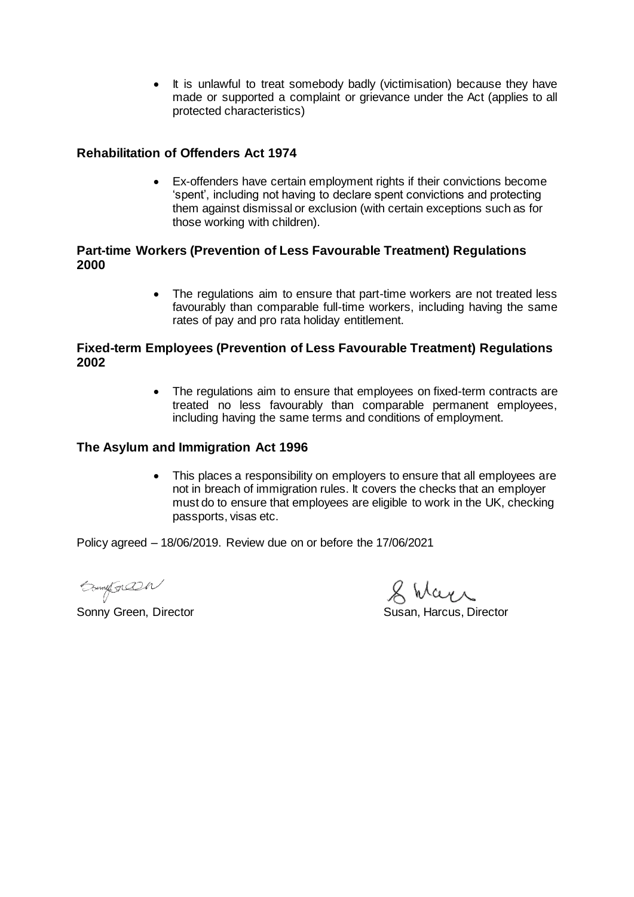- It is unlawful to treat somebody badly (victimisation) because they have made or supported a complaint or grievance under the Act (applies to all protected characteristics)

### Rehabilitation of Offenders Act 1974

- Ex-offenders have certain employment rights if their convictions become 'spent', including not having to declare spent convictions and protecting them against dismissal or exclusion (with certain exceptions such as for those working with children).

### Part-time Workers (Prevention of Less Favourable Treatment) Regulations 2000

- The regulations aim to ensure that part-time workers are not treated less favourably than comparable full-time workers, including having the same rates of pay and pro rata holiday entitlement.

### Fixed-term Employees (Prevention of Less Favourable Treatment) Regulations 2002

- The regulations aim to ensure that employees on fixed-term contracts are treated no less favourably than comparable permanent employees, including having the same terms and conditions of employment.

### The Asylum and Immigration Act 1996

- This places a responsibility on employers to ensure that all employees are not in breach of immigration rules. It covers the checks that an employer must do to ensure that employees are eligible to work in the UK, checking passports, visas etc.

Policy agreed – 18/06/2019. Review due on or before the 17/06/2021

Sonny Green, Director

Susan, Harcus, Director